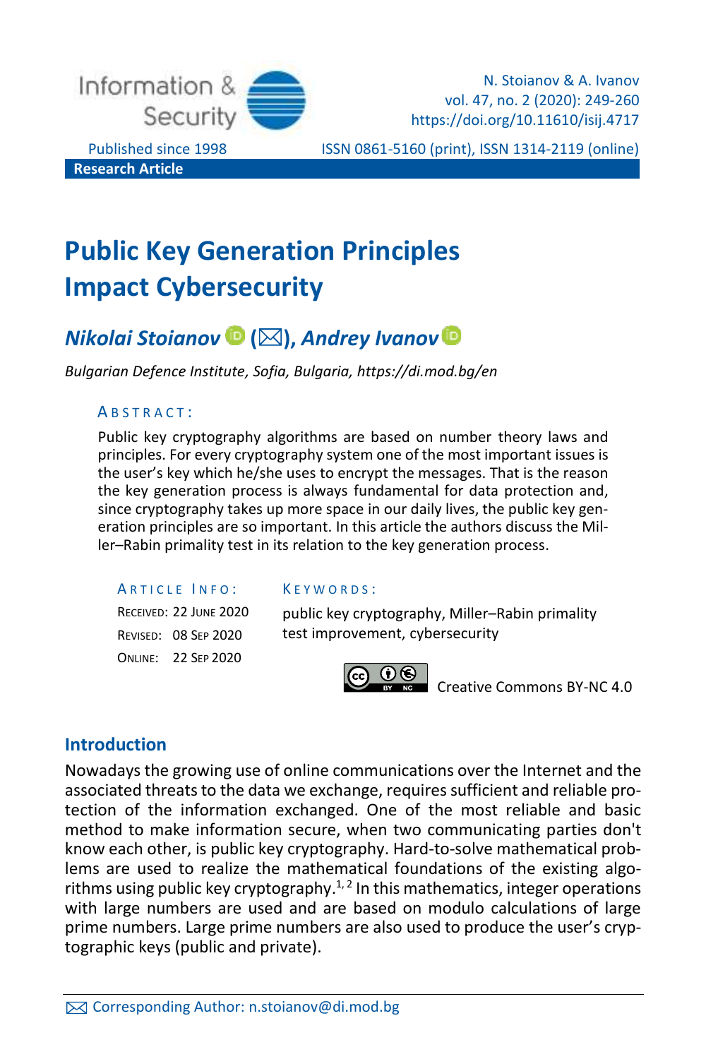Research Article

# Public Key Generation Principles Impact Cybersecurity

***Nikolai Stoianov*** **(✉),** ***Andrey Ivanov***

*Bulgarian Defence Institute, Sofia, Bulgaria, https://di.mod.bg/en*

ABSTRACT:

Public key cryptography algorithms are based on number theory laws and principles. For every cryptography system one of the most important issues is the user's key which he/she uses to encrypt the messages. That is the reason the key generation process is always fundamental for data protection and, since cryptography takes up more space in our daily lives, the public key generation principles are so important. In this article the authors discuss the Miller–Rabin primality test in its relation to the key generation process.

ARTICLE INFO:

RECEIVED: 22 JUNE 2020

REVISED: 08 SEP 2020

ONLINE: 22 SEP 2020

KEYWORDS:

public key cryptography, Miller–Rabin primality test improvement, cybersecurity

Creative Commons BY-NC 4.0

## Introduction

Nowadays the growing use of online communications over the Internet and the associated threats to the data we exchange, requires sufficient and reliable protection of the information exchanged. One of the most reliable and basic method to make information secure, when two communicating parties don't know each other, is public key cryptography. Hard-to-solve mathematical problems are used to realize the mathematical foundations of the existing algorithms using public key cryptography.[1, 2] In this mathematics, integer operations with large numbers are used and are based on modulo calculations of large prime numbers. Large prime numbers are also used to produce the user's cryptographic keys (public and private).

✉ Corresponding Author: n.stoianov@di.mod.bg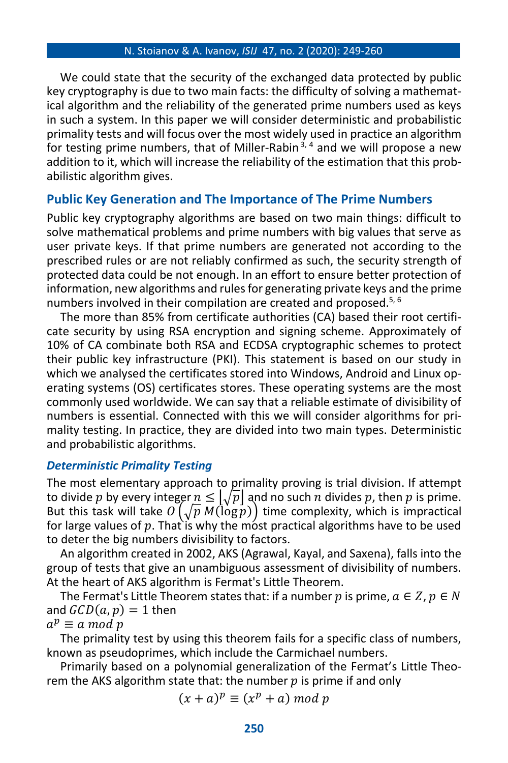We could state that the security of the exchanged data protected by public key cryptography is due to two main facts: the difficulty of solving a mathematical algorithm and the reliability of the generated prime numbers used as keys in such a system. In this paper we will consider deterministic and probabilistic primality tests and will focus over the most widely used in practice an algorithm for testing prime numbers, that of Miller-Rabin [3, 4] and we will propose a new addition to it, which will increase the reliability of the estimation that this probabilistic algorithm gives.

## Public Key Generation and The Importance of The Prime Numbers

Public key cryptography algorithms are based on two main things: difficult to solve mathematical problems and prime numbers with big values that serve as user private keys. If that prime numbers are generated not according to the prescribed rules or are not reliably confirmed as such, the security strength of protected data could be not enough. In an effort to ensure better protection of information, new algorithms and rules for generating private keys and the prime numbers involved in their compilation are created and proposed.[5, 6]

The more than 85% from certificate authorities (CA) based their root certificate security by using RSA encryption and signing scheme. Approximately of 10% of CA combinate both RSA and ECDSA cryptographic schemes to protect their public key infrastructure (PKI). This statement is based on our study in which we analysed the certificates stored into Windows, Android and Linux operating systems (OS) certificates stores. These operating systems are the most commonly used worldwide. We can say that a reliable estimate of divisibility of numbers is essential. Connected with this we will consider algorithms for primality testing. In practice, they are divided into two main types. Deterministic and probabilistic algorithms.

### *Deterministic Primality Testing*

The most elementary approach to primality proving is trial division. If attempt to divide $p$ by every integer $n \leq \lfloor\sqrt{p}\rfloor$ and no such $n$ divides $p$, then $p$ is prime. But this task will take $O\left(\sqrt{p}\,M(\log p)\right)$ time complexity, which is impractical for large values of $p$. That is why the most practical algorithms have to be used to deter the big numbers divisibility to factors.

An algorithm created in 2002, AKS (Agrawal, Kayal, and Saxena), falls into the group of tests that give an unambiguous assessment of divisibility of numbers. At the heart of AKS algorithm is Fermat's Little Theorem.

The Fermat's Little Theorem states that: if a number $p$ is prime, $a \in Z, p \in N$ and $GCD(a, p) = 1$ then

$a^p \equiv a \bmod p$

The primality test by using this theorem fails for a specific class of numbers, known as pseudoprimes, which include the Carmichael numbers.

Primarily based on a polynomial generalization of the Fermat's Little Theorem the AKS algorithm state that: the number $p$ is prime if and only

$$(x + a)^p \equiv (x^p + a) \bmod p$$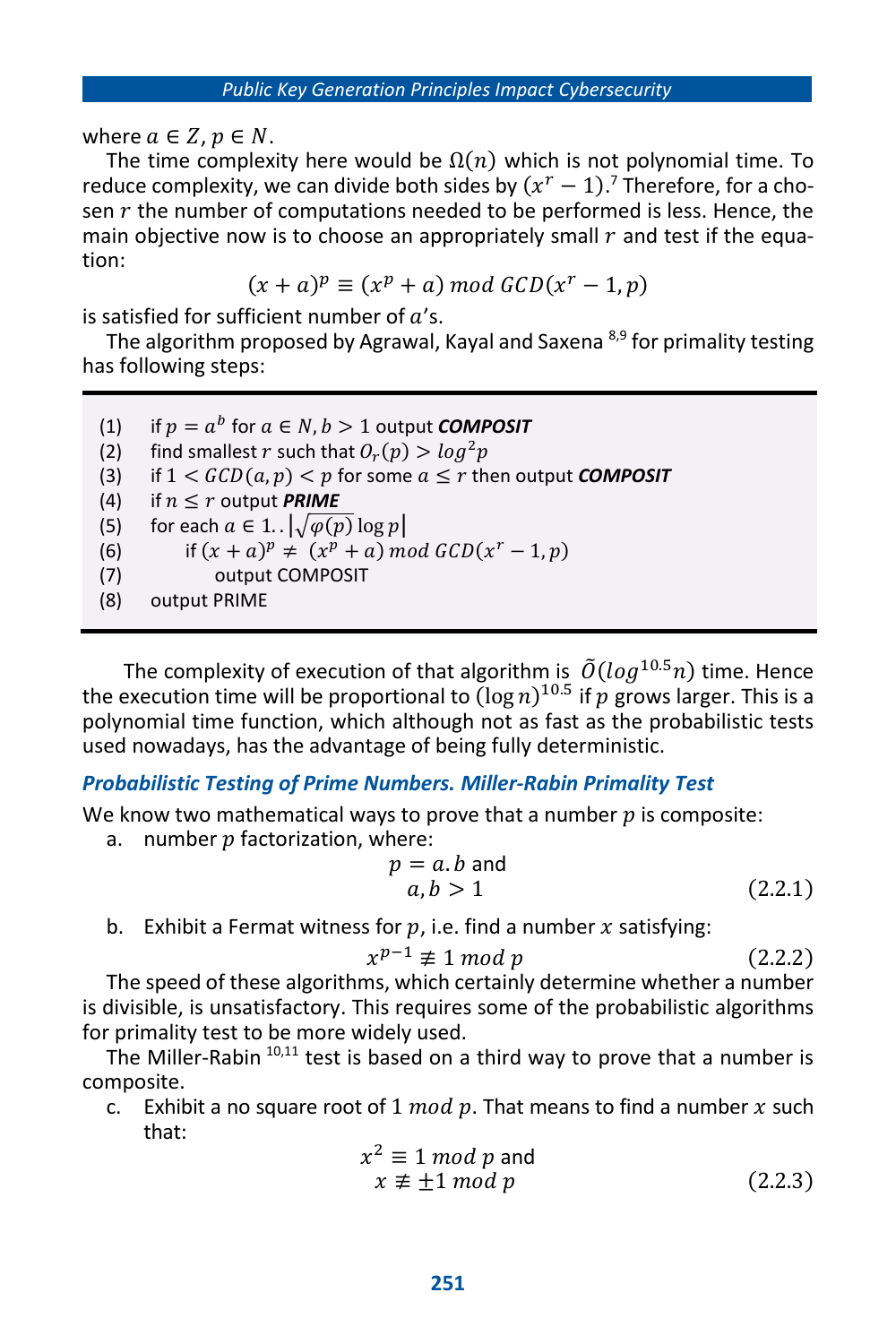where $a \in Z, p \in N$.

The time complexity here would be $\Omega(n)$ which is not polynomial time. To reduce complexity, we can divide both sides by $(x^r - 1)$.[7] Therefore, for a chosen $r$ the number of computations needed to be performed is less. Hence, the main objective now is to choose an appropriately small $r$ and test if the equation:

$$(x + a)^p \equiv (x^p + a) \; mod \; GCD(x^r - 1, p)$$

is satisfied for sufficient number of $a$'s.

The algorithm proposed by Agrawal, Kayal and Saxena [8,9] for primality testing has following steps:

```
(1)   if p = a^b for a ∈ N, b > 1 output COMPOSIT
(2)   find smallest r such that O_r(p) > log^2 p
(3)   if 1 < GCD(a, p) < p for some a ≤ r then output COMPOSIT
(4)   if n ≤ r output PRIME
(5)   for each a ∈ 1..⌊√φ(p) log p⌋
(6)        if (x + a)^p ≠ (x^p + a) mod GCD(x^r − 1, p)
(7)             output COMPOSIT
(8)   output PRIME
```

The complexity of execution of that algorithm is $\tilde{O}(log^{10.5}n)$ time. Hence the execution time will be proportional to $(\log n)^{10.5}$ if $p$ grows larger. This is a polynomial time function, which although not as fast as the probabilistic tests used nowadays, has the advantage of being fully deterministic.

### *Probabilistic Testing of Prime Numbers. Miller-Rabin Primality Test*

We know two mathematical ways to prove that a number $p$ is composite:

a. number $p$ factorization, where:

$$p = a.b \text{ and} \quad a, b > 1 \tag{2.2.1}$$

b. Exhibit a Fermat witness for $p$, i.e. find a number $x$ satisfying:

$$x^{p-1} \not\equiv 1 \; mod \; p \tag{2.2.2}$$

The speed of these algorithms, which certainly determine whether a number is divisible, is unsatisfactory. This requires some of the probabilistic algorithms for primality test to be more widely used.

The Miller-Rabin [10,11] test is based on a third way to prove that a number is composite.

c. Exhibit a no square root of 1 $mod \; p$. That means to find a number $x$ such that:

$$x^2 \equiv 1 \; mod \; p \text{ and} \quad x \not\equiv \pm 1 \; mod \; p \tag{2.2.3}$$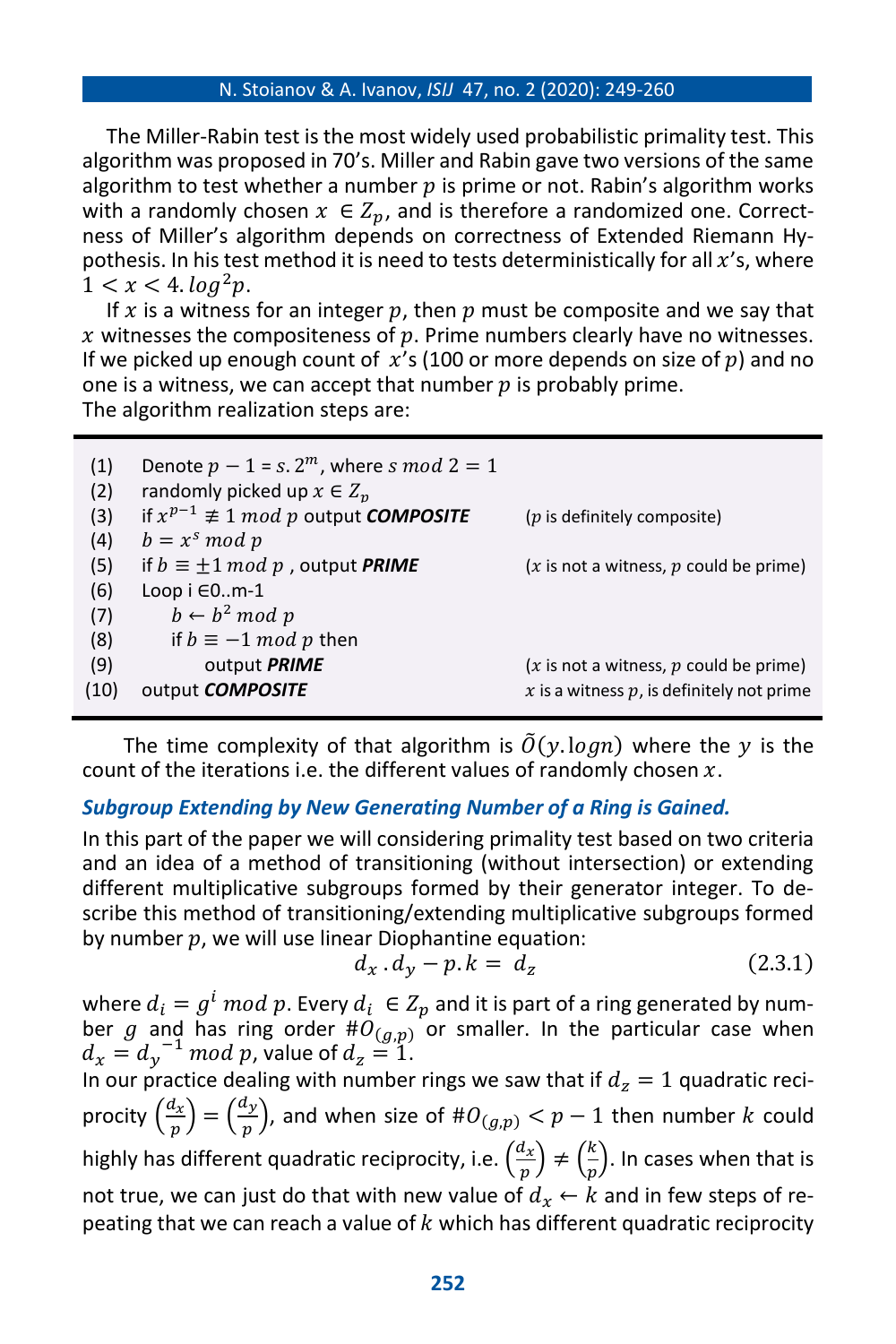The Miller-Rabin test is the most widely used probabilistic primality test. This algorithm was proposed in 70's. Miller and Rabin gave two versions of the same algorithm to test whether a number $p$ is prime or not. Rabin's algorithm works with a randomly chosen $x \in Z_p$, and is therefore a randomized one. Correctness of Miller's algorithm depends on correctness of Extended Riemann Hypothesis. In his test method it is need to tests deterministically for all $x$'s, where $1 < x < 4.log^2 p$.

If $x$ is a witness for an integer $p$, then $p$ must be composite and we say that $x$ witnesses the compositeness of $p$. Prime numbers clearly have no witnesses. If we picked up enough count of $x$'s (100 or more depends on size of $p$) and no one is a witness, we can accept that number $p$ is probably prime.
The algorithm realization steps are:

| | | |
|---|---|---|
| (1) | Denote $p - 1 = s.2^m$, where $s \bmod 2 = 1$ | |
| (2) | randomly picked up $x \in Z_p$ | |
| (3) | if $x^{p-1} \not\equiv 1 \bmod p$ output ***COMPOSITE*** | ($p$ is definitely composite) |
| (4) | $b = x^s \bmod p$ | |
| (5) | if $b \equiv \pm 1 \bmod p$ , output ***PRIME*** | ($x$ is not a witness, $p$ could be prime) |
| (6) | Loop i ∈0..m-1 | |
| (7) | &nbsp;&nbsp;&nbsp;&nbsp;$b \leftarrow b^2 \bmod p$ | |
| (8) | &nbsp;&nbsp;&nbsp;&nbsp;if $b \equiv -1 \bmod p$ then | |
| (9) | &nbsp;&nbsp;&nbsp;&nbsp;&nbsp;&nbsp;&nbsp;&nbsp;output ***PRIME*** | ($x$ is not a witness, $p$ could be prime) |
| (10) | output ***COMPOSITE*** | $x$ is a witness $p$, is definitely not prime |

The time complexity of that algorithm is $\tilde{O}(y.\log n)$ where the $y$ is the count of the iterations i.e. the different values of randomly chosen $x$.

### *Subgroup Extending by New Generating Number of a Ring is Gained.*

In this part of the paper we will considering primality test based on two criteria and an idea of a method of transitioning (without intersection) or extending different multiplicative subgroups formed by their generator integer. To describe this method of transitioning/extending multiplicative subgroups formed by number $p$, we will use linear Diophantine equation:

$$d_x \,.\, d_y - p.k = d_z \tag{2.3.1}$$

where $d_i = g^i \bmod p$. Every $d_i \in Z_p$ and it is part of a ring generated by number $g$ and has ring order $\#O_{(g,p)}$ or smaller. In the particular case when $d_x = {d_y}^{-1} \bmod p$, value of $d_z = 1$.
In our practice dealing with number rings we saw that if $d_z = 1$ quadratic reciprocity $\left(\frac{d_x}{p}\right) = \left(\frac{d_y}{p}\right)$, and when size of $\#O_{(g,p)} < p - 1$ then number $k$ could highly has different quadratic reciprocity, i.e. $\left(\frac{d_x}{p}\right) \neq \left(\frac{k}{p}\right)$. In cases when that is not true, we can just do that with new value of $d_x \leftarrow k$ and in few steps of repeating that we can reach a value of $k$ which has different quadratic reciprocity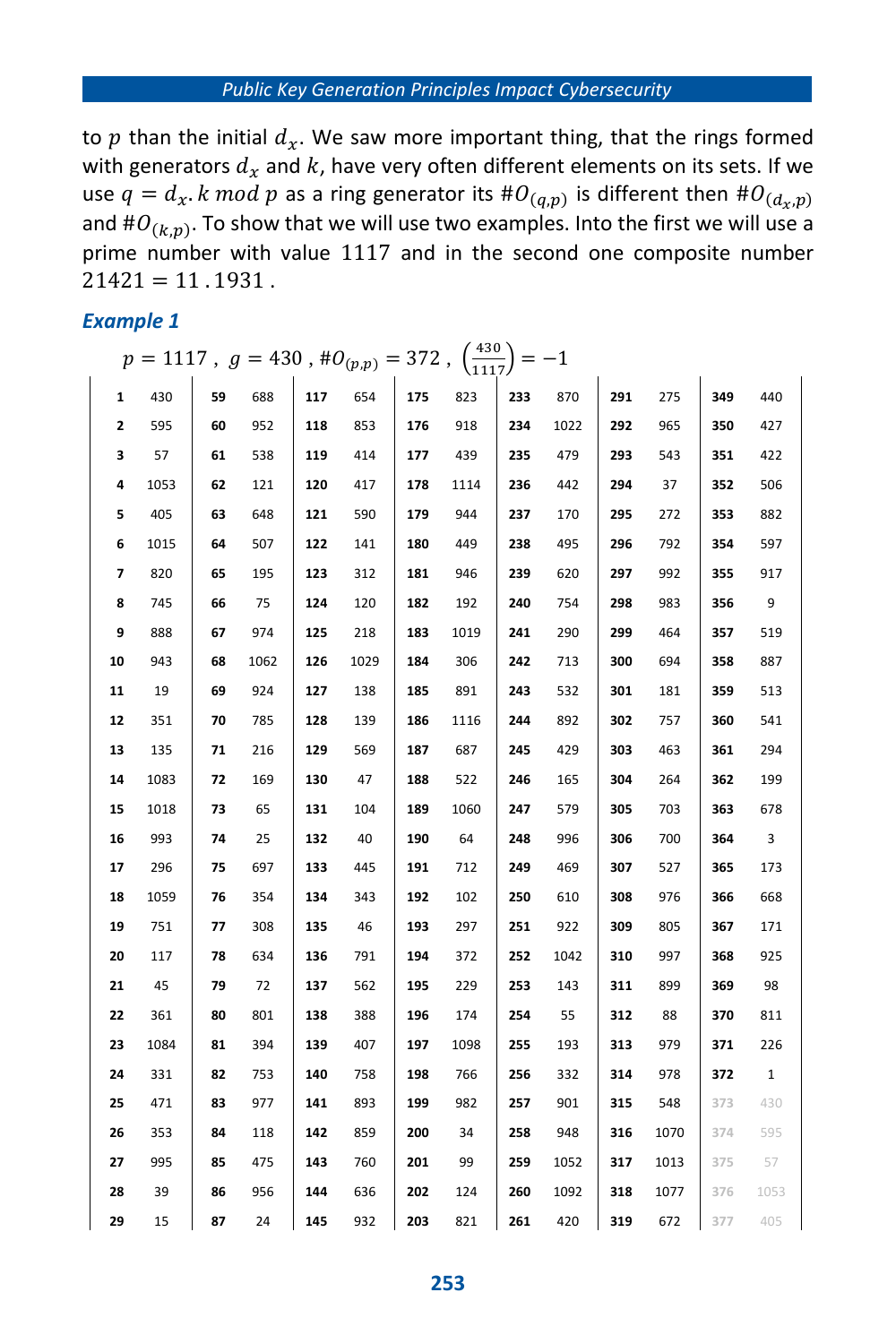to $p$ than the initial $d_x$. We saw more important thing, that the rings formed with generators $d_x$ and $k$, have very often different elements on its sets. If we use $q = d_x.k \bmod p$ as a ring generator its $\#O_{(q,p)}$ is different then $\#O_{(d_x,p)}$ and $\#O_{(k,p)}$. To show that we will use two examples. Into the first we will use a prime number with value 1117 and in the second one composite number $21421 = 11\,.\,1931$ .

### *Example 1*

$$p = 1117\ ,\ g = 430\ ,\#O_{(p,p)} = 372\ ,\ \left(\frac{430}{1117}\right) = -1$$

| | | | | | | | | | | | | | |
|---|---|---|---|---|---|---|---|---|---|---|---|---|---|
| **1** | 430 | **59** | 688 | **117** | 654 | **175** | 823 | **233** | 870 | **291** | 275 | **349** | 440 |
| **2** | 595 | **60** | 952 | **118** | 853 | **176** | 918 | **234** | 1022 | **292** | 965 | **350** | 427 |
| **3** | 57 | **61** | 538 | **119** | 414 | **177** | 439 | **235** | 479 | **293** | 543 | **351** | 422 |
| **4** | 1053 | **62** | 121 | **120** | 417 | **178** | 1114 | **236** | 442 | **294** | 37 | **352** | 506 |
| **5** | 405 | **63** | 648 | **121** | 590 | **179** | 944 | **237** | 170 | **295** | 272 | **353** | 882 |
| **6** | 1015 | **64** | 507 | **122** | 141 | **180** | 449 | **238** | 495 | **296** | 792 | **354** | 597 |
| **7** | 820 | **65** | 195 | **123** | 312 | **181** | 946 | **239** | 620 | **297** | 992 | **355** | 917 |
| **8** | 745 | **66** | 75 | **124** | 120 | **182** | 192 | **240** | 754 | **298** | 983 | **356** | 9 |
| **9** | 888 | **67** | 974 | **125** | 218 | **183** | 1019 | **241** | 290 | **299** | 464 | **357** | 519 |
| **10** | 943 | **68** | 1062 | **126** | 1029 | **184** | 306 | **242** | 713 | **300** | 694 | **358** | 887 |
| **11** | 19 | **69** | 924 | **127** | 138 | **185** | 891 | **243** | 532 | **301** | 181 | **359** | 513 |
| **12** | 351 | **70** | 785 | **128** | 139 | **186** | 1116 | **244** | 892 | **302** | 757 | **360** | 541 |
| **13** | 135 | **71** | 216 | **129** | 569 | **187** | 687 | **245** | 429 | **303** | 463 | **361** | 294 |
| **14** | 1083 | **72** | 169 | **130** | 47 | **188** | 522 | **246** | 165 | **304** | 264 | **362** | 199 |
| **15** | 1018 | **73** | 65 | **131** | 104 | **189** | 1060 | **247** | 579 | **305** | 703 | **363** | 678 |
| **16** | 993 | **74** | 25 | **132** | 40 | **190** | 64 | **248** | 996 | **306** | 700 | **364** | 3 |
| **17** | 296 | **75** | 697 | **133** | 445 | **191** | 712 | **249** | 469 | **307** | 527 | **365** | 173 |
| **18** | 1059 | **76** | 354 | **134** | 343 | **192** | 102 | **250** | 610 | **308** | 976 | **366** | 668 |
| **19** | 751 | **77** | 308 | **135** | 46 | **193** | 297 | **251** | 922 | **309** | 805 | **367** | 171 |
| **20** | 117 | **78** | 634 | **136** | 791 | **194** | 372 | **252** | 1042 | **310** | 997 | **368** | 925 |
| **21** | 45 | **79** | 72 | **137** | 562 | **195** | 229 | **253** | 143 | **311** | 899 | **369** | 98 |
| **22** | 361 | **80** | 801 | **138** | 388 | **196** | 174 | **254** | 55 | **312** | 88 | **370** | 811 |
| **23** | 1084 | **81** | 394 | **139** | 407 | **197** | 1098 | **255** | 193 | **313** | 979 | **371** | 226 |
| **24** | 331 | **82** | 753 | **140** | 758 | **198** | 766 | **256** | 332 | **314** | 978 | **372** | 1 |
| **25** | 471 | **83** | 977 | **141** | 893 | **199** | 982 | **257** | 901 | **315** | 548 | 373 | 430 |
| **26** | 353 | **84** | 118 | **142** | 859 | **200** | 34 | **258** | 948 | **316** | 1070 | 374 | 595 |
| **27** | 995 | **85** | 475 | **143** | 760 | **201** | 99 | **259** | 1052 | **317** | 1013 | 375 | 57 |
| **28** | 39 | **86** | 956 | **144** | 636 | **202** | 124 | **260** | 1092 | **318** | 1077 | 376 | 1053 |
| **29** | 15 | **87** | 24 | **145** | 932 | **203** | 821 | **261** | 420 | **319** | 672 | 377 | 405 |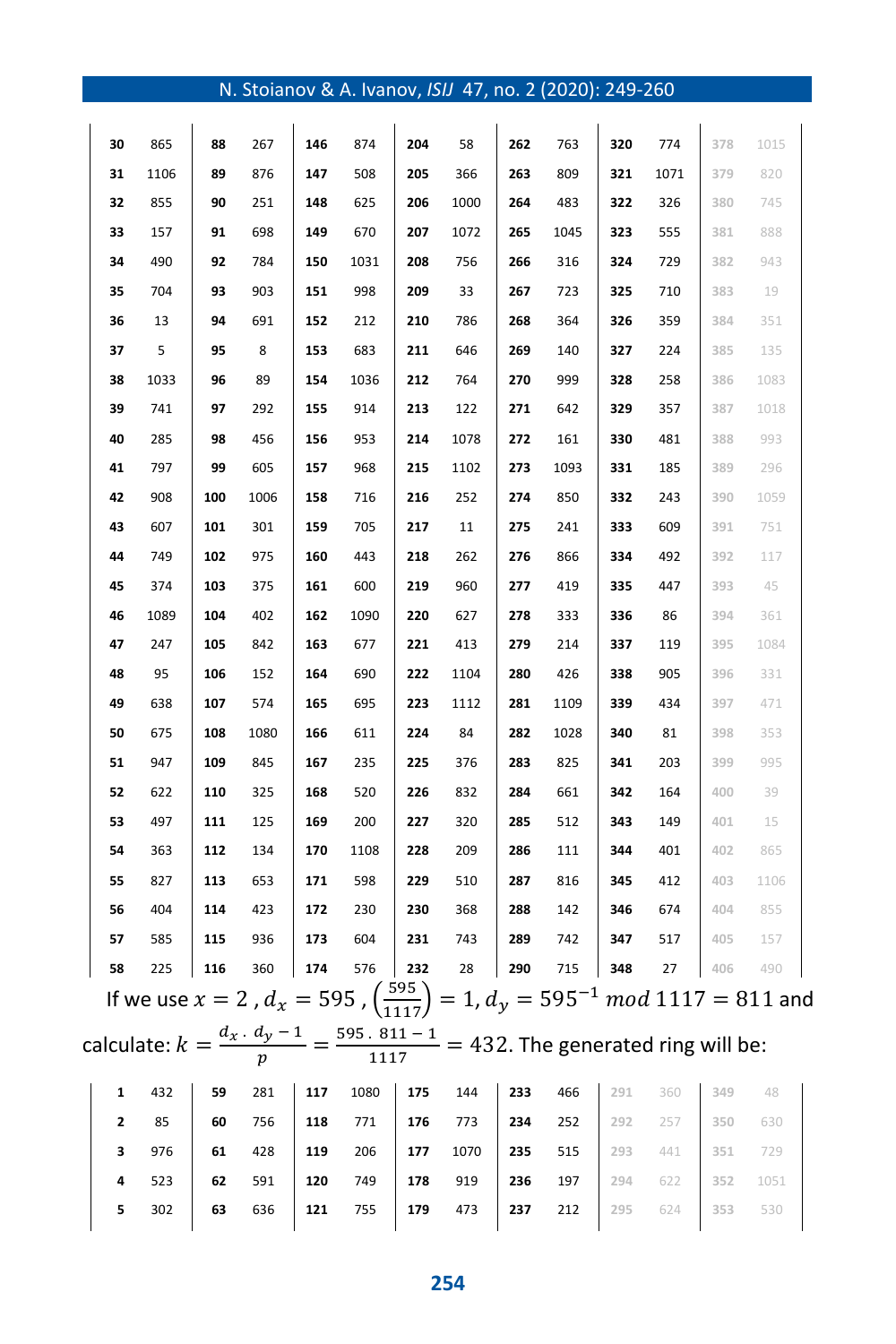| | | | | | | | | | | | | | |
|---|---|---|---|---|---|---|---|---|---|---|---|---|---|
| **30** | 865 | **88** | 267 | **146** | 874 | **204** | 58 | **262** | 763 | **320** | 774 | 378 | 1015 |
| **31** | 1106 | **89** | 876 | **147** | 508 | **205** | 366 | **263** | 809 | **321** | 1071 | 379 | 820 |
| **32** | 855 | **90** | 251 | **148** | 625 | **206** | 1000 | **264** | 483 | **322** | 326 | 380 | 745 |
| **33** | 157 | **91** | 698 | **149** | 670 | **207** | 1072 | **265** | 1045 | **323** | 555 | 381 | 888 |
| **34** | 490 | **92** | 784 | **150** | 1031 | **208** | 756 | **266** | 316 | **324** | 729 | 382 | 943 |
| **35** | 704 | **93** | 903 | **151** | 998 | **209** | 33 | **267** | 723 | **325** | 710 | 383 | 19 |
| **36** | 13 | **94** | 691 | **152** | 212 | **210** | 786 | **268** | 364 | **326** | 359 | 384 | 351 |
| **37** | 5 | **95** | 8 | **153** | 683 | **211** | 646 | **269** | 140 | **327** | 224 | 385 | 135 |
| **38** | 1033 | **96** | 89 | **154** | 1036 | **212** | 764 | **270** | 999 | **328** | 258 | 386 | 1083 |
| **39** | 741 | **97** | 292 | **155** | 914 | **213** | 122 | **271** | 642 | **329** | 357 | 387 | 1018 |
| **40** | 285 | **98** | 456 | **156** | 953 | **214** | 1078 | **272** | 161 | **330** | 481 | 388 | 993 |
| **41** | 797 | **99** | 605 | **157** | 968 | **215** | 1102 | **273** | 1093 | **331** | 185 | 389 | 296 |
| **42** | 908 | **100** | 1006 | **158** | 716 | **216** | 252 | **274** | 850 | **332** | 243 | 390 | 1059 |
| **43** | 607 | **101** | 301 | **159** | 705 | **217** | 11 | **275** | 241 | **333** | 609 | 391 | 751 |
| **44** | 749 | **102** | 975 | **160** | 443 | **218** | 262 | **276** | 866 | **334** | 492 | 392 | 117 |
| **45** | 374 | **103** | 375 | **161** | 600 | **219** | 960 | **277** | 419 | **335** | 447 | 393 | 45 |
| **46** | 1089 | **104** | 402 | **162** | 1090 | **220** | 627 | **278** | 333 | **336** | 86 | 394 | 361 |
| **47** | 247 | **105** | 842 | **163** | 677 | **221** | 413 | **279** | 214 | **337** | 119 | 395 | 1084 |
| **48** | 95 | **106** | 152 | **164** | 690 | **222** | 1104 | **280** | 426 | **338** | 905 | 396 | 331 |
| **49** | 638 | **107** | 574 | **165** | 695 | **223** | 1112 | **281** | 1109 | **339** | 434 | 397 | 471 |
| **50** | 675 | **108** | 1080 | **166** | 611 | **224** | 84 | **282** | 1028 | **340** | 81 | 398 | 353 |
| **51** | 947 | **109** | 845 | **167** | 235 | **225** | 376 | **283** | 825 | **341** | 203 | 399 | 995 |
| **52** | 622 | **110** | 325 | **168** | 520 | **226** | 832 | **284** | 661 | **342** | 164 | 400 | 39 |
| **53** | 497 | **111** | 125 | **169** | 200 | **227** | 320 | **285** | 512 | **343** | 149 | 401 | 15 |
| **54** | 363 | **112** | 134 | **170** | 1108 | **228** | 209 | **286** | 111 | **344** | 401 | 402 | 865 |
| **55** | 827 | **113** | 653 | **171** | 598 | **229** | 510 | **287** | 816 | **345** | 412 | 403 | 1106 |
| **56** | 404 | **114** | 423 | **172** | 230 | **230** | 368 | **288** | 142 | **346** | 674 | 404 | 855 |
| **57** | 585 | **115** | 936 | **173** | 604 | **231** | 743 | **289** | 742 | **347** | 517 | 405 | 157 |
| **58** | 225 | **116** | 360 | **174** | 576 | **232** | 28 | **290** | 715 | **348** | 27 | 406 | 490 |

If we use $x = 2$, $d_x = 595$, $\left(\frac{595}{1117}\right) = 1$, $d_y = 595^{-1} \; mod \; 1117 = 811$ and calculate: $k = \frac{d_x \, . \, d_y - 1}{p} = \frac{595 \, . \, 811 - 1}{1117} = 432$. The generated ring will be:

| | | | | | | | | | | | | | |
|---|---|---|---|---|---|---|---|---|---|---|---|---|---|
| **1** | 432 | **59** | 281 | **117** | 1080 | **175** | 144 | **233** | 466 | 291 | 360 | 349 | 48 |
| **2** | 85 | **60** | 756 | **118** | 771 | **176** | 773 | **234** | 252 | 292 | 257 | 350 | 630 |
| **3** | 976 | **61** | 428 | **119** | 206 | **177** | 1070 | **235** | 515 | 293 | 441 | 351 | 729 |
| **4** | 523 | **62** | 591 | **120** | 749 | **178** | 919 | **236** | 197 | 294 | 622 | 352 | 1051 |
| **5** | 302 | **63** | 636 | **121** | 755 | **179** | 473 | **237** | 212 | 295 | 624 | 353 | 530 |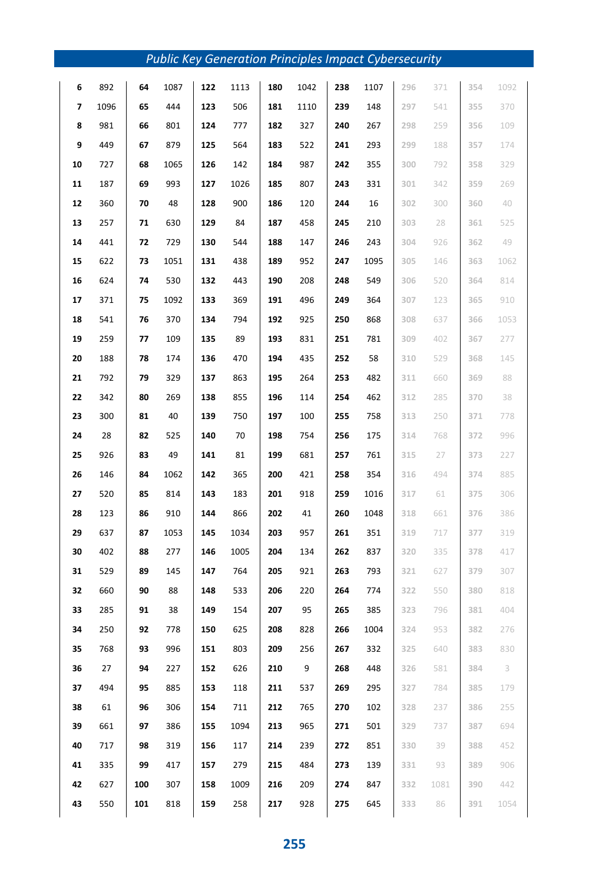| | | | | | | | | | | | | | |
|---|---|---|---|---|---|---|---|---|---|---|---|---|---|
| **6** | 892 | **64** | 1087 | **122** | 1113 | **180** | 1042 | **238** | 1107 | **296** | 371 | **354** | 1092 |
| **7** | 1096 | **65** | 444 | **123** | 506 | **181** | 1110 | **239** | 148 | **297** | 541 | **355** | 370 |
| **8** | 981 | **66** | 801 | **124** | 777 | **182** | 327 | **240** | 267 | **298** | 259 | **356** | 109 |
| **9** | 449 | **67** | 879 | **125** | 564 | **183** | 522 | **241** | 293 | **299** | 188 | **357** | 174 |
| **10** | 727 | **68** | 1065 | **126** | 142 | **184** | 987 | **242** | 355 | **300** | 792 | **358** | 329 |
| **11** | 187 | **69** | 993 | **127** | 1026 | **185** | 807 | **243** | 331 | **301** | 342 | **359** | 269 |
| **12** | 360 | **70** | 48 | **128** | 900 | **186** | 120 | **244** | 16 | **302** | 300 | **360** | 40 |
| **13** | 257 | **71** | 630 | **129** | 84 | **187** | 458 | **245** | 210 | **303** | 28 | **361** | 525 |
| **14** | 441 | **72** | 729 | **130** | 544 | **188** | 147 | **246** | 243 | **304** | 926 | **362** | 49 |
| **15** | 622 | **73** | 1051 | **131** | 438 | **189** | 952 | **247** | 1095 | **305** | 146 | **363** | 1062 |
| **16** | 624 | **74** | 530 | **132** | 443 | **190** | 208 | **248** | 549 | **306** | 520 | **364** | 814 |
| **17** | 371 | **75** | 1092 | **133** | 369 | **191** | 496 | **249** | 364 | **307** | 123 | **365** | 910 |
| **18** | 541 | **76** | 370 | **134** | 794 | **192** | 925 | **250** | 868 | **308** | 637 | **366** | 1053 |
| **19** | 259 | **77** | 109 | **135** | 89 | **193** | 831 | **251** | 781 | **309** | 402 | **367** | 277 |
| **20** | 188 | **78** | 174 | **136** | 470 | **194** | 435 | **252** | 58 | **310** | 529 | **368** | 145 |
| **21** | 792 | **79** | 329 | **137** | 863 | **195** | 264 | **253** | 482 | **311** | 660 | **369** | 88 |
| **22** | 342 | **80** | 269 | **138** | 855 | **196** | 114 | **254** | 462 | **312** | 285 | **370** | 38 |
| **23** | 300 | **81** | 40 | **139** | 750 | **197** | 100 | **255** | 758 | **313** | 250 | **371** | 778 |
| **24** | 28 | **82** | 525 | **140** | 70 | **198** | 754 | **256** | 175 | **314** | 768 | **372** | 996 |
| **25** | 926 | **83** | 49 | **141** | 81 | **199** | 681 | **257** | 761 | **315** | 27 | **373** | 227 |
| **26** | 146 | **84** | 1062 | **142** | 365 | **200** | 421 | **258** | 354 | **316** | 494 | **374** | 885 |
| **27** | 520 | **85** | 814 | **143** | 183 | **201** | 918 | **259** | 1016 | **317** | 61 | **375** | 306 |
| **28** | 123 | **86** | 910 | **144** | 866 | **202** | 41 | **260** | 1048 | **318** | 661 | **376** | 386 |
| **29** | 637 | **87** | 1053 | **145** | 1034 | **203** | 957 | **261** | 351 | **319** | 717 | **377** | 319 |
| **30** | 402 | **88** | 277 | **146** | 1005 | **204** | 134 | **262** | 837 | **320** | 335 | **378** | 417 |
| **31** | 529 | **89** | 145 | **147** | 764 | **205** | 921 | **263** | 793 | **321** | 627 | **379** | 307 |
| **32** | 660 | **90** | 88 | **148** | 533 | **206** | 220 | **264** | 774 | **322** | 550 | **380** | 818 |
| **33** | 285 | **91** | 38 | **149** | 154 | **207** | 95 | **265** | 385 | **323** | 796 | **381** | 404 |
| **34** | 250 | **92** | 778 | **150** | 625 | **208** | 828 | **266** | 1004 | **324** | 953 | **382** | 276 |
| **35** | 768 | **93** | 996 | **151** | 803 | **209** | 256 | **267** | 332 | **325** | 640 | **383** | 830 |
| **36** | 27 | **94** | 227 | **152** | 626 | **210** | 9 | **268** | 448 | **326** | 581 | **384** | 3 |
| **37** | 494 | **95** | 885 | **153** | 118 | **211** | 537 | **269** | 295 | **327** | 784 | **385** | 179 |
| **38** | 61 | **96** | 306 | **154** | 711 | **212** | 765 | **270** | 102 | **328** | 237 | **386** | 255 |
| **39** | 661 | **97** | 386 | **155** | 1094 | **213** | 965 | **271** | 501 | **329** | 737 | **387** | 694 |
| **40** | 717 | **98** | 319 | **156** | 117 | **214** | 239 | **272** | 851 | **330** | 39 | **388** | 452 |
| **41** | 335 | **99** | 417 | **157** | 279 | **215** | 484 | **273** | 139 | **331** | 93 | **389** | 906 |
| **42** | 627 | **100** | 307 | **158** | 1009 | **216** | 209 | **274** | 847 | **332** | 1081 | **390** | 442 |
| **43** | 550 | **101** | 818 | **159** | 258 | **217** | 928 | **275** | 645 | **333** | 86 | **391** | 1054 |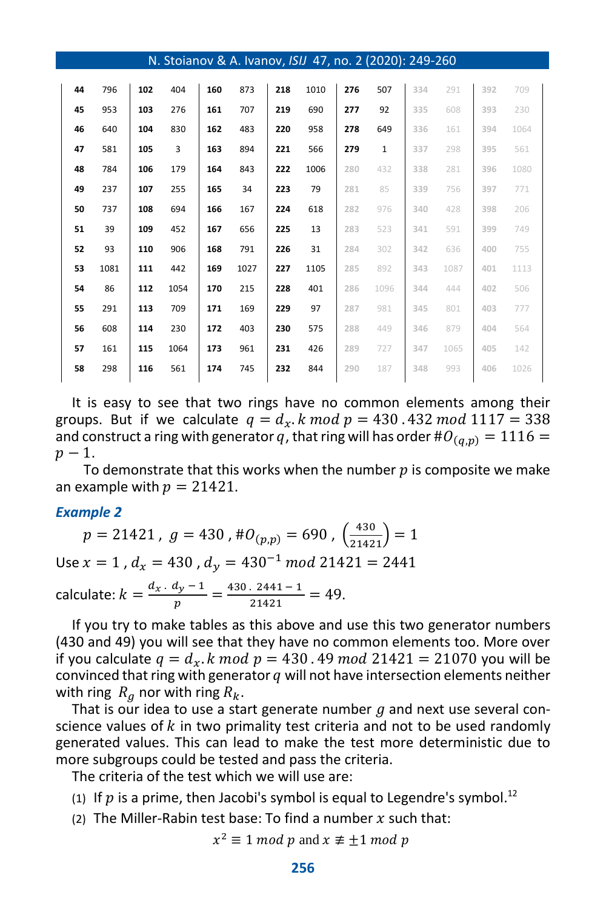| | | | | | | | | | | | | | |
|---|---|---|---|---|---|---|---|---|---|---|---|---|---|
| **44** | 796 | **102** | 404 | **160** | 873 | **218** | 1010 | **276** | 507 | 334 | 291 | 392 | 709 |
| **45** | 953 | **103** | 276 | **161** | 707 | **219** | 690 | **277** | 92 | 335 | 608 | 393 | 230 |
| **46** | 640 | **104** | 830 | **162** | 483 | **220** | 958 | **278** | 649 | 336 | 161 | 394 | 1064 |
| **47** | 581 | **105** | 3 | **163** | 894 | **221** | 566 | **279** | 1 | 337 | 298 | 395 | 561 |
| **48** | 784 | **106** | 179 | **164** | 843 | **222** | 1006 | 280 | 432 | 338 | 281 | 396 | 1080 |
| **49** | 237 | **107** | 255 | **165** | 34 | **223** | 79 | 281 | 85 | 339 | 756 | 397 | 771 |
| **50** | 737 | **108** | 694 | **166** | 167 | **224** | 618 | 282 | 976 | 340 | 428 | 398 | 206 |
| **51** | 39 | **109** | 452 | **167** | 656 | **225** | 13 | 283 | 523 | 341 | 591 | 399 | 749 |
| **52** | 93 | **110** | 906 | **168** | 791 | **226** | 31 | 284 | 302 | 342 | 636 | 400 | 755 |
| **53** | 1081 | **111** | 442 | **169** | 1027 | **227** | 1105 | 285 | 892 | 343 | 1087 | 401 | 1113 |
| **54** | 86 | **112** | 1054 | **170** | 215 | **228** | 401 | 286 | 1096 | 344 | 444 | 402 | 506 |
| **55** | 291 | **113** | 709 | **171** | 169 | **229** | 97 | 287 | 981 | 345 | 801 | 403 | 777 |
| **56** | 608 | **114** | 230 | **172** | 403 | **230** | 575 | 288 | 449 | 346 | 879 | 404 | 564 |
| **57** | 161 | **115** | 1064 | **173** | 961 | **231** | 426 | 289 | 727 | 347 | 1065 | 405 | 142 |
| **58** | 298 | **116** | 561 | **174** | 745 | **232** | 844 | 290 | 187 | 348 | 993 | 406 | 1026 |

It is easy to see that two rings have no common elements among their groups. But if we calculate $q = d_x.k \bmod p = 430.432 \bmod 1117 = 338$ and construct a ring with generator $q$, that ring will has order $\#O_{(q,p)} = 1116 = p - 1$.

To demonstrate that this works when the number $p$ is composite we make an example with $p = 21421$.

### *Example 2*

$$p = 21421\ ,\ g = 430\ ,\ \#O_{(p,p)} = 690\ ,\ \left(\frac{430}{21421}\right) = 1$$

Use $x = 1$ , $d_x = 430$ , $d_y = 430^{-1} \bmod 21421 = 2441$

calculate: $k = \frac{d_x\,.\,d_y - 1}{p} = \frac{430\,.\,2441 - 1}{21421} = 49.$

If you try to make tables as this above and use this two generator numbers (430 and 49) you will see that they have no common elements too. More over if you calculate $q = d_x.k \bmod p = 430\,.\,49 \bmod 21421 = 21070$ you will be convinced that ring with generator $q$ will not have intersection elements neither with ring $R_g$ nor with ring $R_k$.

That is our idea to use a start generate number $g$ and next use several conscience values of $k$ in two primality test criteria and not to be used randomly generated values. This can lead to make the test more deterministic due to more subgroups could be tested and pass the criteria.

The criteria of the test which we will use are:

(1) If $p$ is a prime, then Jacobi's symbol is equal to Legendre's symbol.[12]

(2) The Miller-Rabin test base: To find a number $x$ such that:

$$x^2 \equiv 1 \bmod p \text{ and } x \not\equiv \pm 1 \bmod p$$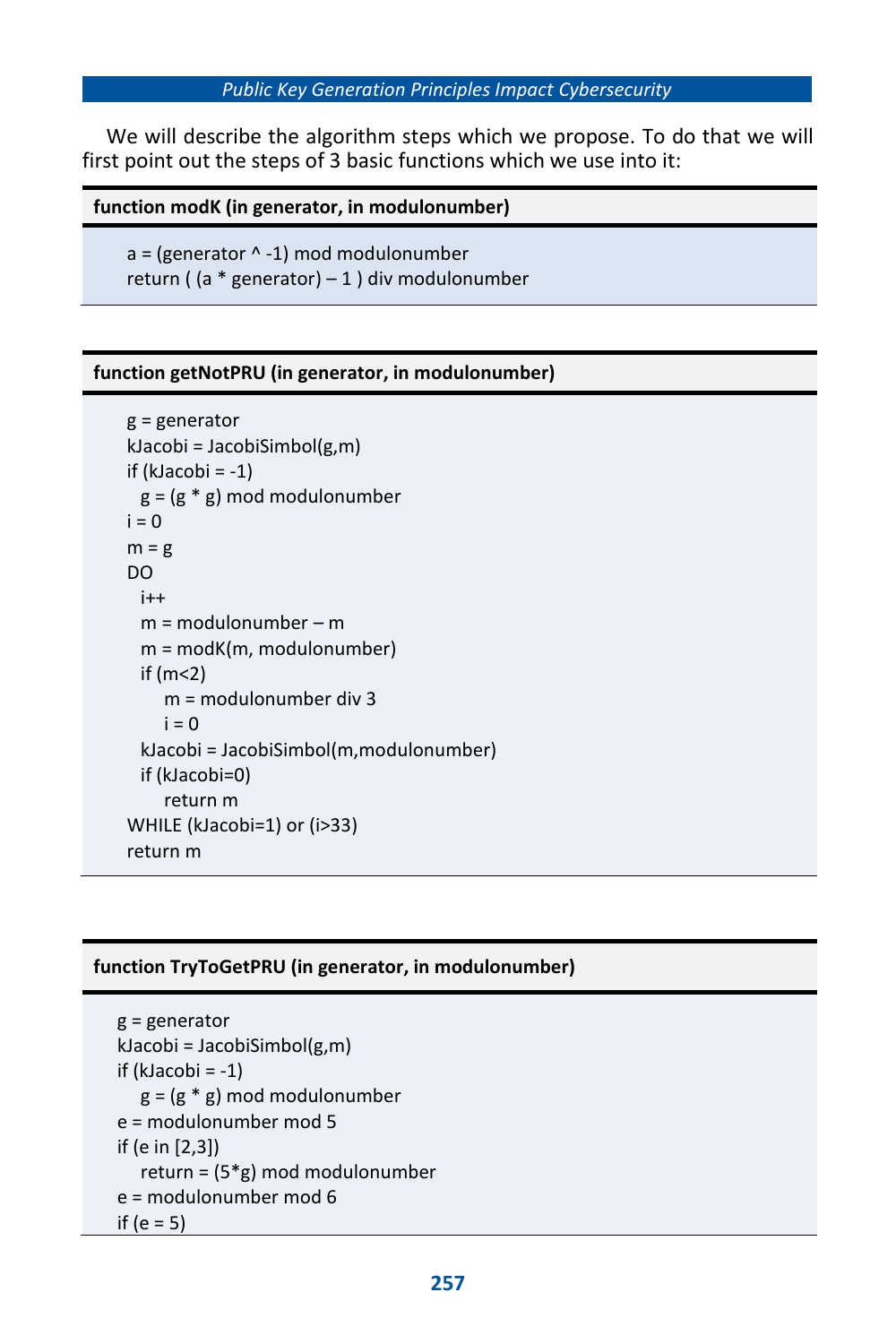We will describe the algorithm steps which we propose. To do that we will first point out the steps of 3 basic functions which we use into it:

**function modK (in generator, in modulonumber)**

```
a = (generator ^ -1) mod modulonumber
return ( (a * generator) – 1 ) div modulonumber
```

**function getNotPRU (in generator, in modulonumber)**

```
g = generator
kJacobi = JacobiSimbol(g,m)
if (kJacobi = -1)
  g = (g * g) mod modulonumber
i = 0
m = g
DO
  i++
  m = modulonumber – m
  m = modK(m, modulonumber)
  if (m<2)
     m = modulonumber div 3
     i = 0
  kJacobi = JacobiSimbol(m,modulonumber)
  if (kJacobi=0)
     return m
WHILE (kJacobi=1) or (i>33)
return m
```

**function TryToGetPRU (in generator, in modulonumber)**

```
g = generator
kJacobi = JacobiSimbol(g,m)
if (kJacobi = -1)
   g = (g * g) mod modulonumber
e = modulonumber mod 5
if (e in [2,3])
   return = (5*g) mod modulonumber
e = modulonumber mod 6
if (e = 5)
```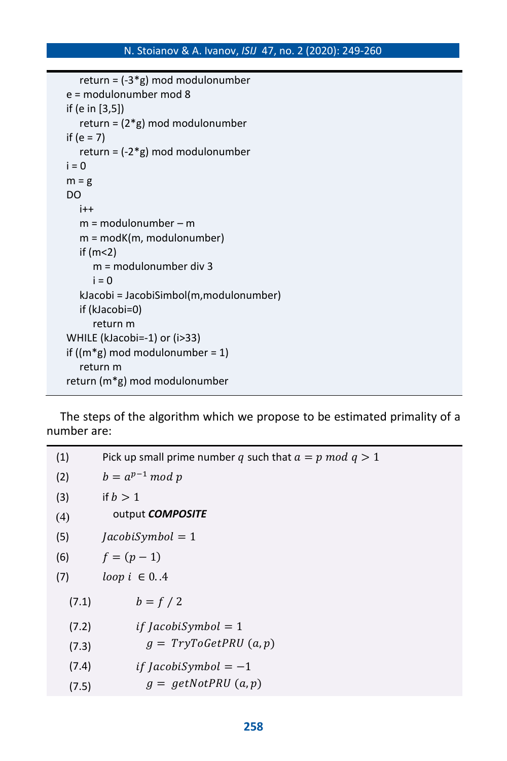```
    return = (-3*g) mod modulonumber
e = modulonumber mod 8
if (e in [3,5])
    return = (2*g) mod modulonumber
if (e = 7)
    return = (-2*g) mod modulonumber
i = 0
m = g
DO
    i++
    m = modulonumber – m
    m = modK(m, modulonumber)
    if (m<2)
        m = modulonumber div 3
        i = 0
    kJacobi = JacobiSimbol(m,modulonumber)
    if (kJacobi=0)
        return m
WHILE (kJacobi=-1) or (i>33)
if ((m*g) mod modulonumber = 1)
    return m
return (m*g) mod modulonumber
```

The steps of the algorithm which we propose to be estimated primality of a number are:

| | |
|---|---|
| (1) | Pick up small prime number $q$ such that $a = p \bmod q > 1$ |
| (2) | $b = a^{p-1} \bmod p$ |
| (3) | if $b > 1$ |
| (4) | output ***COMPOSITE*** |
| (5) | $JacobiSymbol = 1$ |
| (6) | $f = (p-1)$ |
| (7) | $loop\ i \in 0..4$ |
| (7.1) | $b = f\ /\ 2$ |
| (7.2) | $if\ JacobiSymbol = 1$ |
| (7.3) | $g = TryToGetPRU\ (a, p)$ |
| (7.4) | $if\ JacobiSymbol = -1$ |
| (7.5) | $g = getNotPRU\ (a, p)$ |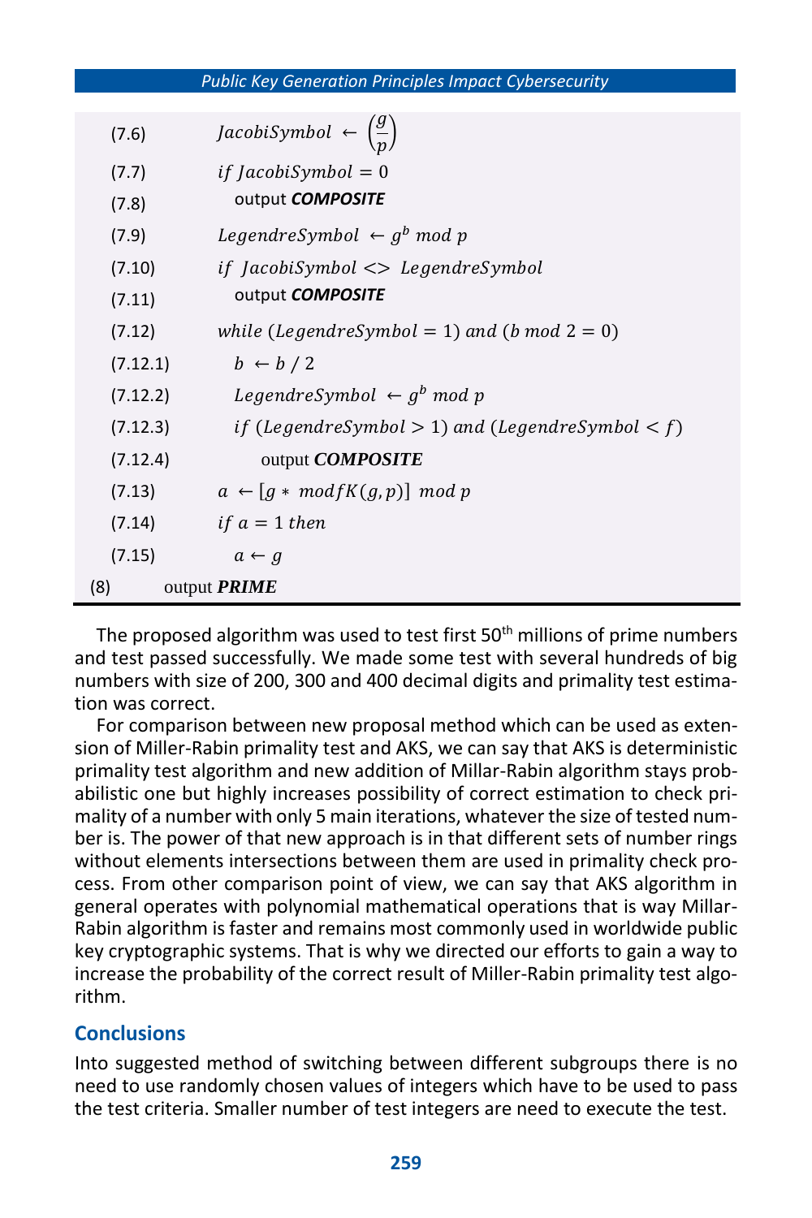```
(7.6)       JacobiSymbol ← (g/p)
(7.7)       if JacobiSymbol = 0
(7.8)         output COMPOSITE
(7.9)       LegendreSymbol ← g^b mod p
(7.10)      if JacobiSymbol <> LegendreSymbol
(7.11)        output COMPOSITE
(7.12)      while (LegendreSymbol = 1) and (b mod 2 = 0)
(7.12.1)      b ← b / 2
(7.12.2)      LegendreSymbol ← g^b mod p
(7.12.3)      if (LegendreSymbol > 1) and (LegendreSymbol < f)
(7.12.4)        output COMPOSITE
(7.13)      a ← [g * modfK(g,p)] mod p
(7.14)      if a = 1 then
(7.15)        a ← g
(8)     output PRIME
```

The proposed algorithm was used to test first 50th millions of prime numbers and test passed successfully. We made some test with several hundreds of big numbers with size of 200, 300 and 400 decimal digits and primality test estimation was correct.

For comparison between new proposal method which can be used as extension of Miller-Rabin primality test and AKS, we can say that AKS is deterministic primality test algorithm and new addition of Millar-Rabin algorithm stays probabilistic one but highly increases possibility of correct estimation to check primality of a number with only 5 main iterations, whatever the size of tested number is. The power of that new approach is in that different sets of number rings without elements intersections between them are used in primality check process. From other comparison point of view, we can say that AKS algorithm in general operates with polynomial mathematical operations that is way Millar-Rabin algorithm is faster and remains most commonly used in worldwide public key cryptographic systems. That is why we directed our efforts to gain a way to increase the probability of the correct result of Miller-Rabin primality test algorithm.

## Conclusions

Into suggested method of switching between different subgroups there is no need to use randomly chosen values of integers which have to be used to pass the test criteria. Smaller number of test integers are need to execute the test.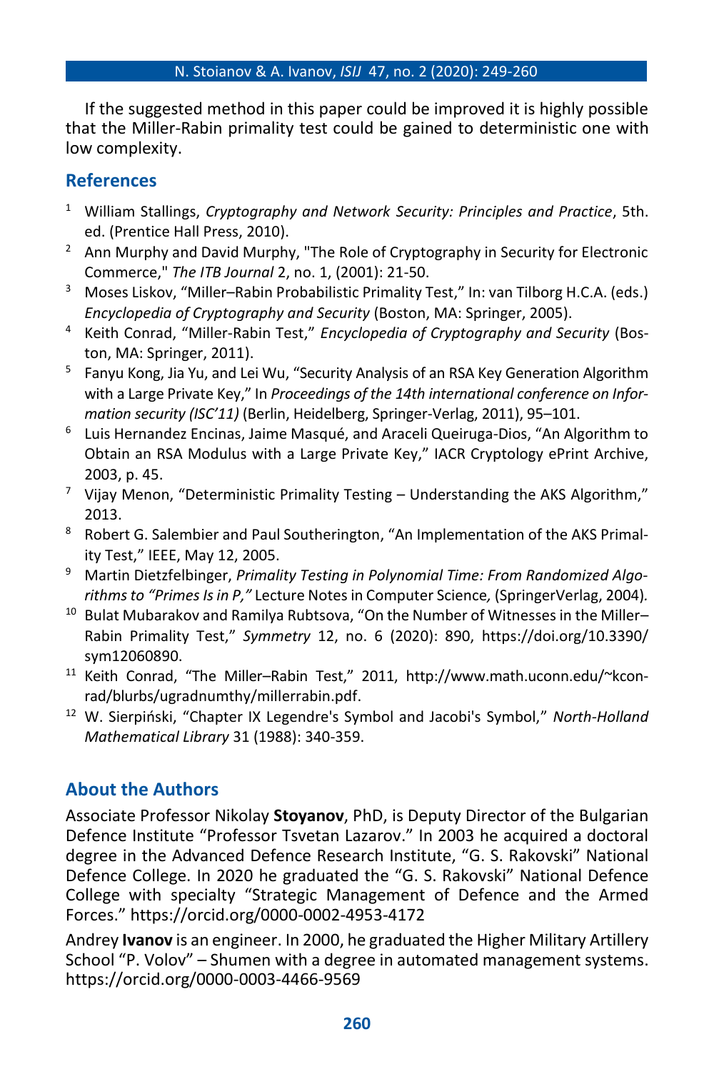If the suggested method in this paper could be improved it is highly possible that the Miller-Rabin primality test could be gained to deterministic one with low complexity.

## References

1. William Stallings, *Cryptography and Network Security: Principles and Practice*, 5th. ed. (Prentice Hall Press, 2010).
2. Ann Murphy and David Murphy, "The Role of Cryptography in Security for Electronic Commerce," *The ITB Journal* 2, no. 1, (2001): 21-50.
3. Moses Liskov, "Miller–Rabin Probabilistic Primality Test," In: van Tilborg H.C.A. (eds.) *Encyclopedia of Cryptography and Security* (Boston, MA: Springer, 2005).
4. Keith Conrad, "Miller-Rabin Test," *Encyclopedia of Cryptography and Security* (Boston, MA: Springer, 2011).
5. Fanyu Kong, Jia Yu, and Lei Wu, "Security Analysis of an RSA Key Generation Algorithm with a Large Private Key," In *Proceedings of the 14th international conference on Information security (ISC'11)* (Berlin, Heidelberg, Springer-Verlag, 2011), 95–101.
6. Luis Hernandez Encinas, Jaime Masqué, and Araceli Queiruga-Dios, "An Algorithm to Obtain an RSA Modulus with a Large Private Key," IACR Cryptology ePrint Archive, 2003, p. 45.
7. Vijay Menon, "Deterministic Primality Testing – Understanding the AKS Algorithm," 2013.
8. Robert G. Salembier and Paul Southerington, "An Implementation of the AKS Primality Test," IEEE, May 12, 2005.
9. Martin Dietzfelbinger, *Primality Testing in Polynomial Time: From Randomized Algorithms to "Primes Is in P,"* Lecture Notes in Computer Science*,* (SpringerVerlag, 2004)*.*
10. Bulat Mubarakov and Ramilya Rubtsova, "On the Number of Witnesses in the Miller–Rabin Primality Test," *Symmetry* 12, no. 6 (2020): 890, https://doi.org/10.3390/sym12060890.
11. Keith Conrad, "The Miller–Rabin Test," 2011, http://www.math.uconn.edu/~kconrad/blurbs/ugradnumthy/millerrabin.pdf.
12. W. Sierpiński, "Chapter IX Legendre's Symbol and Jacobi's Symbol," *North-Holland Mathematical Library* 31 (1988): 340-359.

## About the Authors

Associate Professor Nikolay **Stoyanov**, PhD, is Deputy Director of the Bulgarian Defence Institute "Professor Tsvetan Lazarov." In 2003 he acquired a doctoral degree in the Advanced Defence Research Institute, "G. S. Rakovski" National Defence College. In 2020 he graduated the "G. S. Rakovski" National Defence College with specialty "Strategic Management of Defence and the Armed Forces." https://orcid.org/0000-0002-4953-4172

Andrey **Ivanov** is an engineer. In 2000, he graduated the Higher Military Artillery School "P. Volov" – Shumen with a degree in automated management systems. https://orcid.org/0000-0003-4466-9569